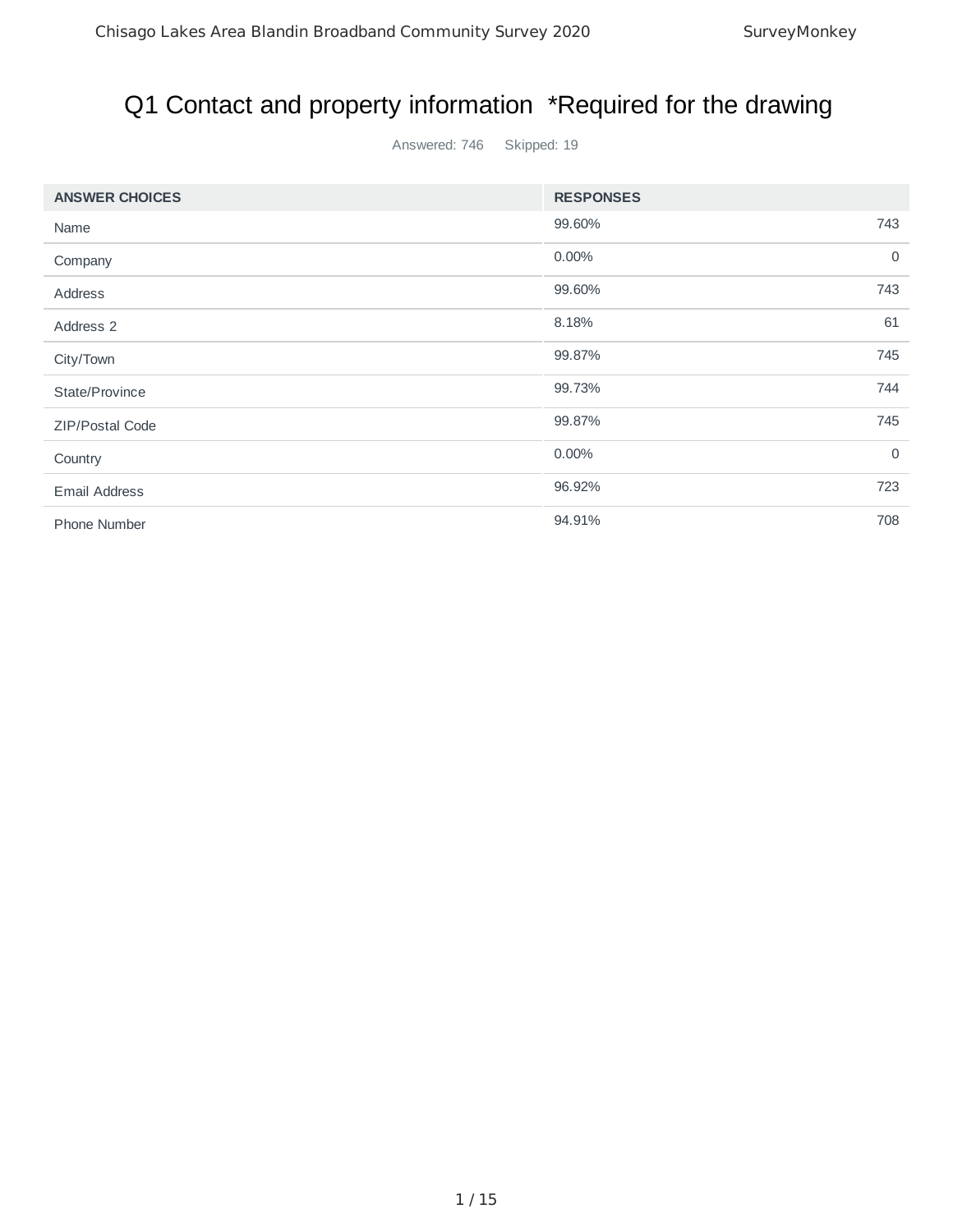# Q1 Contact and property information *Required for the drawing

Answered: 746 Skipped: 19

| ANSWER CHOICES | RESPONSES | |
|---|---|---|
| Name | 99.60% | 743 |
| Company | 0.00% | 0 |
| Address | 99.60% | 743 |
| Address 2 | 8.18% | 61 |
| City/Town | 99.87% | 745 |
| State/Province | 99.73% | 744 |
| ZIP/Postal Code | 99.87% | 745 |
| Country | 0.00% | 0 |
| Email Address | 96.92% | 723 |
| Phone Number | 94.91% | 708 |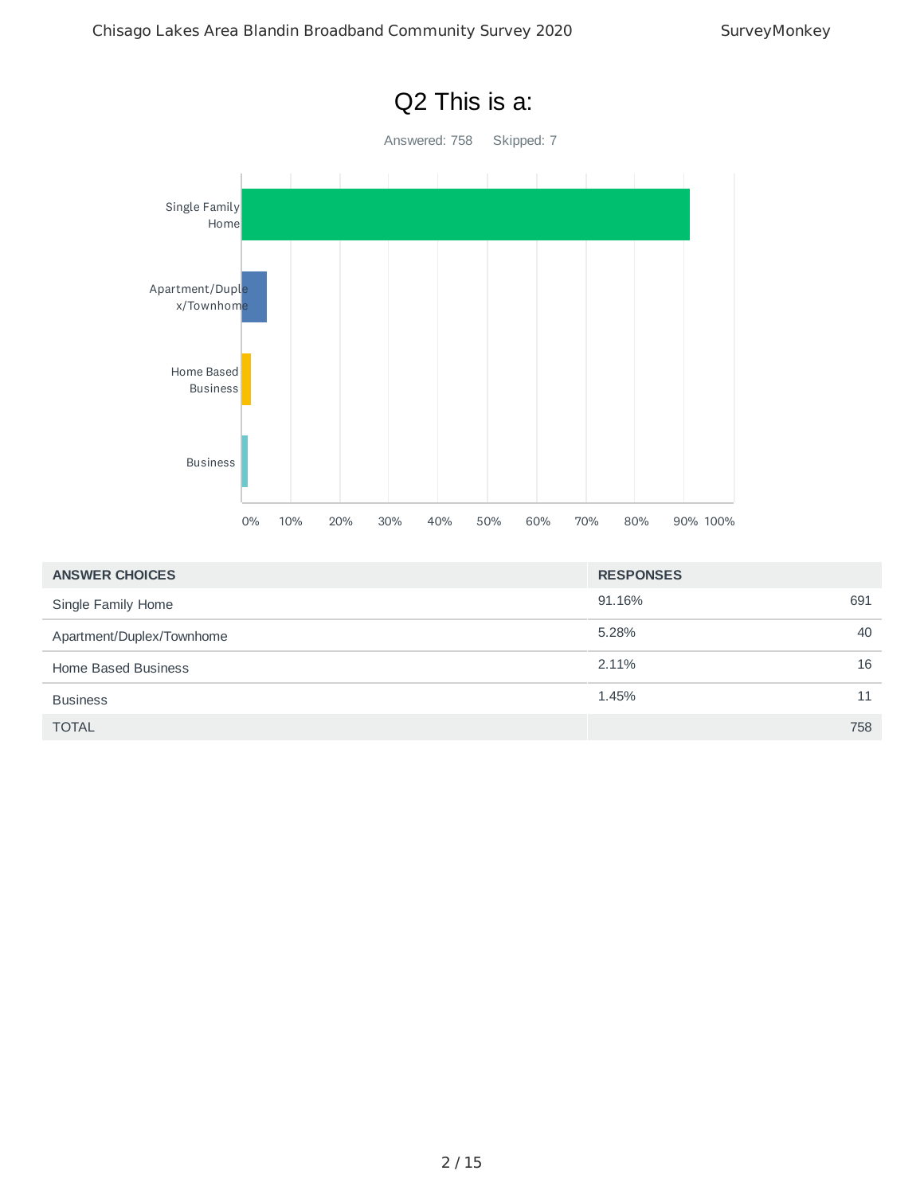# Q2 This is a:

Answered: 758    Skipped: 7

| ANSWER CHOICES | RESPONSES | |
|---|---|---|
| Single Family Home | 91.16% | 691 |
| Apartment/Duplex/Townhome | 5.28% | 40 |
| Home Based Business | 2.11% | 16 |
| Business | 1.45% | 11 |
| TOTAL | | 758 |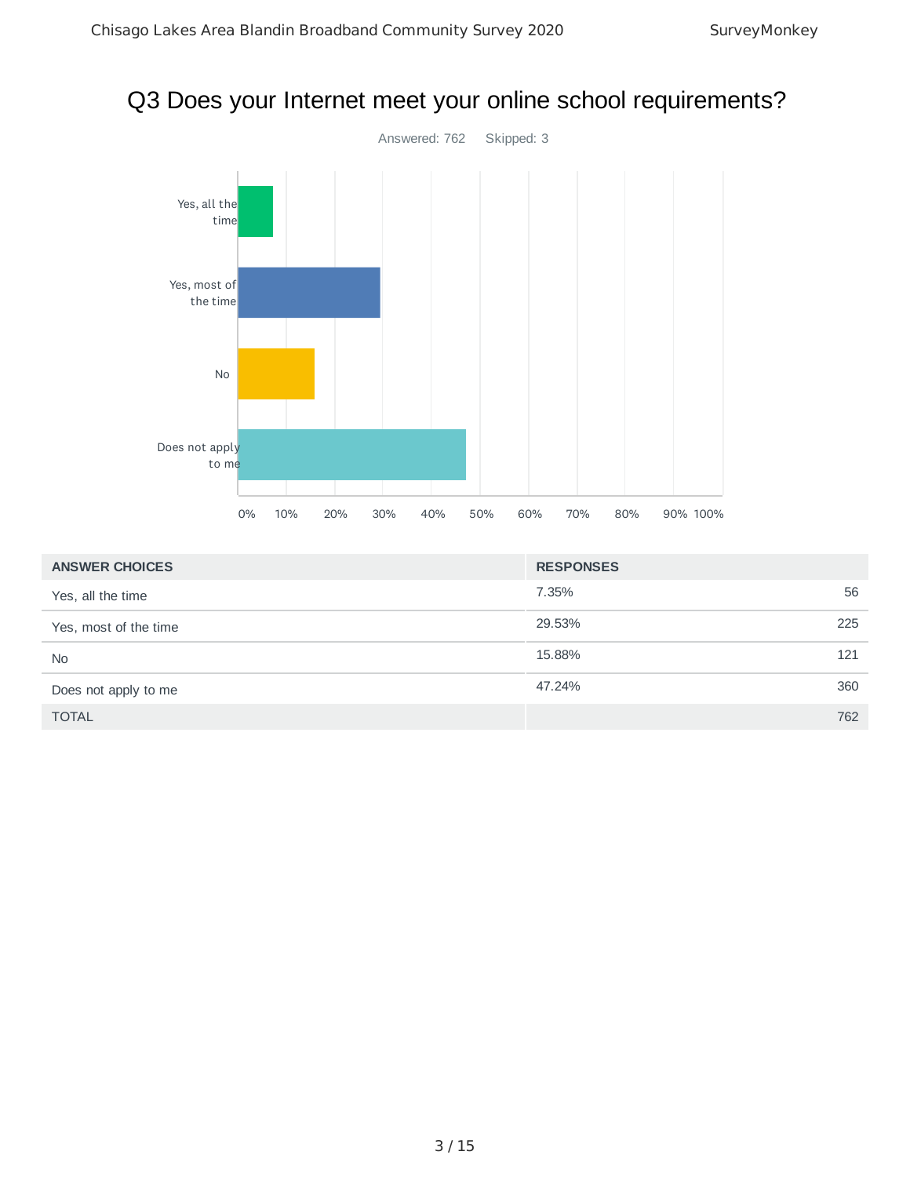# Q3 Does your Internet meet your online school requirements?

Answered: 762 Skipped: 3

| ANSWER CHOICES | RESPONSES | |
|---|---|---|
| Yes, all the time | 7.35% | 56 |
| Yes, most of the time | 29.53% | 225 |
| No | 15.88% | 121 |
| Does not apply to me | 47.24% | 360 |
| TOTAL | | 762 |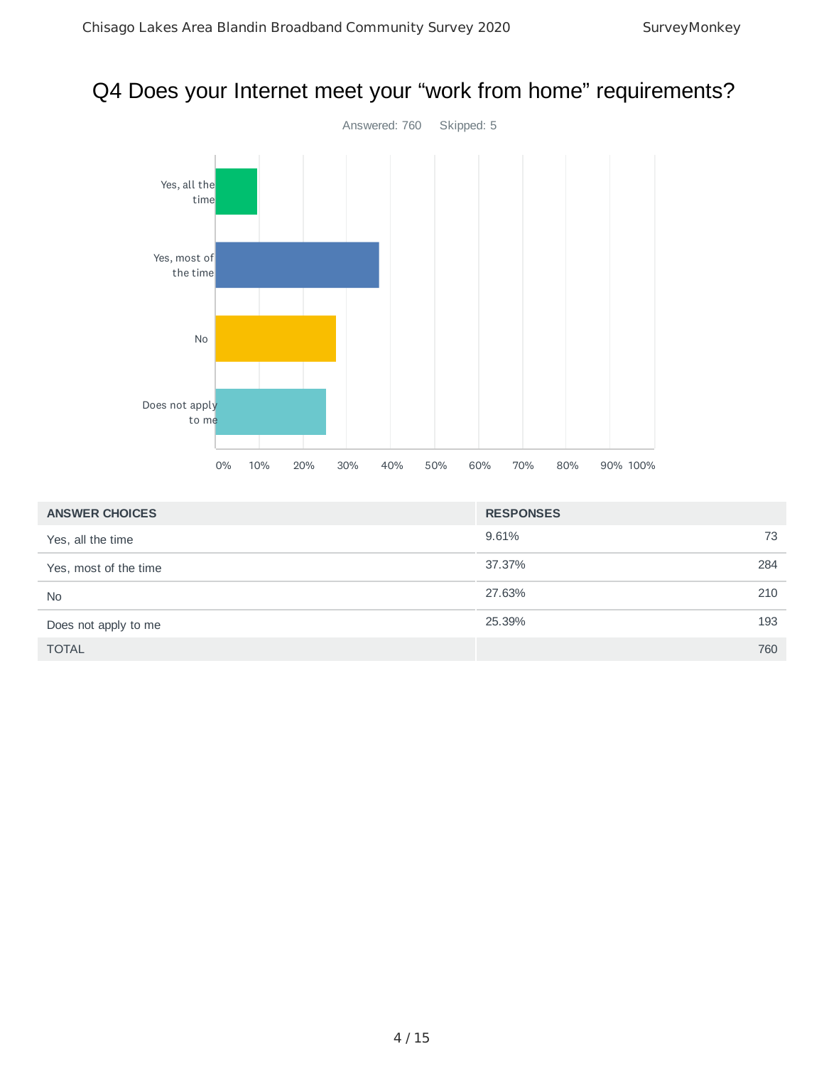# Q4 Does your Internet meet your “work from home” requirements?

Answered: 760 Skipped: 5

| ANSWER CHOICES | RESPONSES | |
|---|---|---|
| Yes, all the time | 9.61% | 73 |
| Yes, most of the time | 37.37% | 284 |
| No | 27.63% | 210 |
| Does not apply to me | 25.39% | 193 |
| TOTAL | | 760 |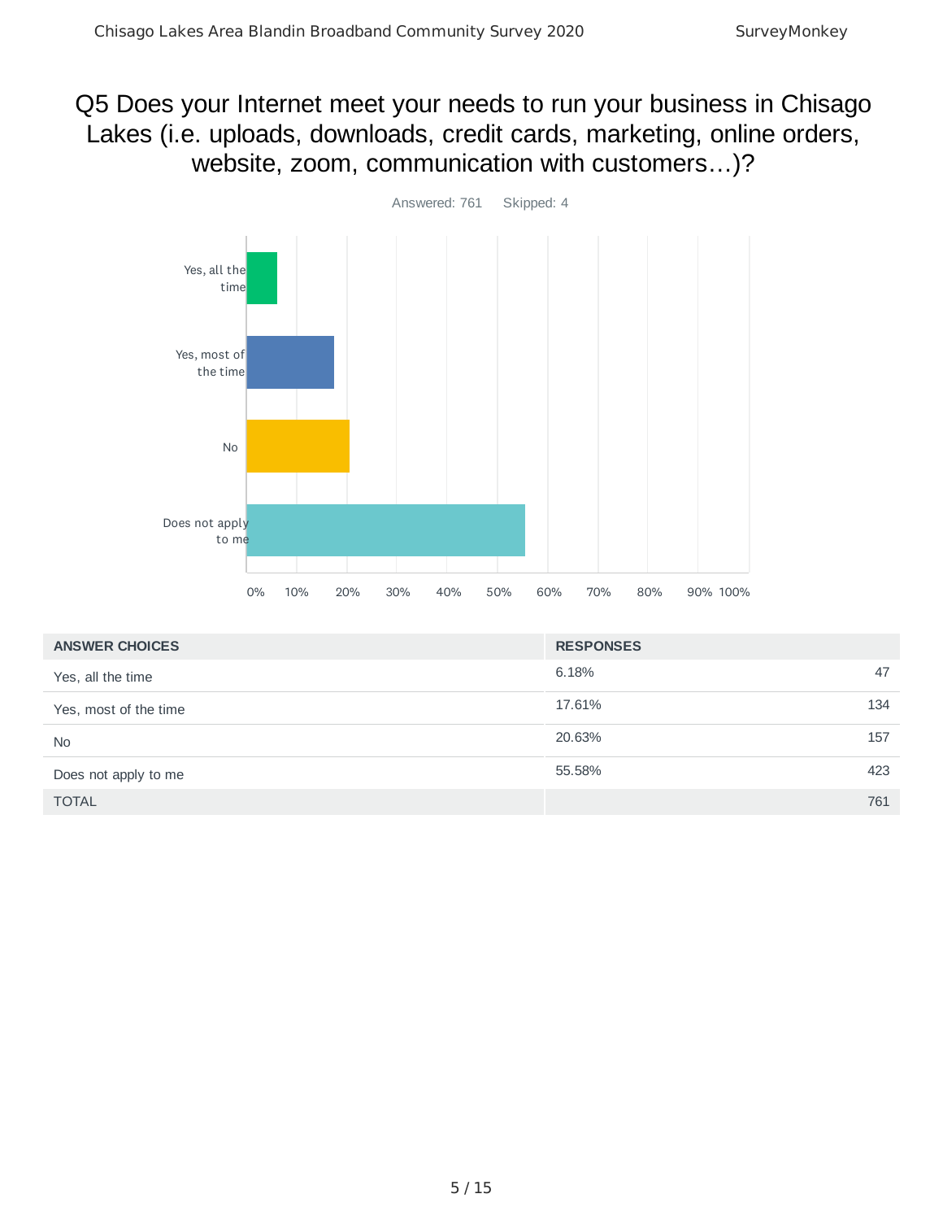# Q5 Does your Internet meet your needs to run your business in Chisago Lakes (i.e. uploads, downloads, credit cards, marketing, online orders, website, zoom, communication with customers…)?

Answered: 761 Skipped: 4

| ANSWER CHOICES | RESPONSES | |
|---|---|---|
| Yes, all the time | 6.18% | 47 |
| Yes, most of the time | 17.61% | 134 |
| No | 20.63% | 157 |
| Does not apply to me | 55.58% | 423 |
| TOTAL | | 761 |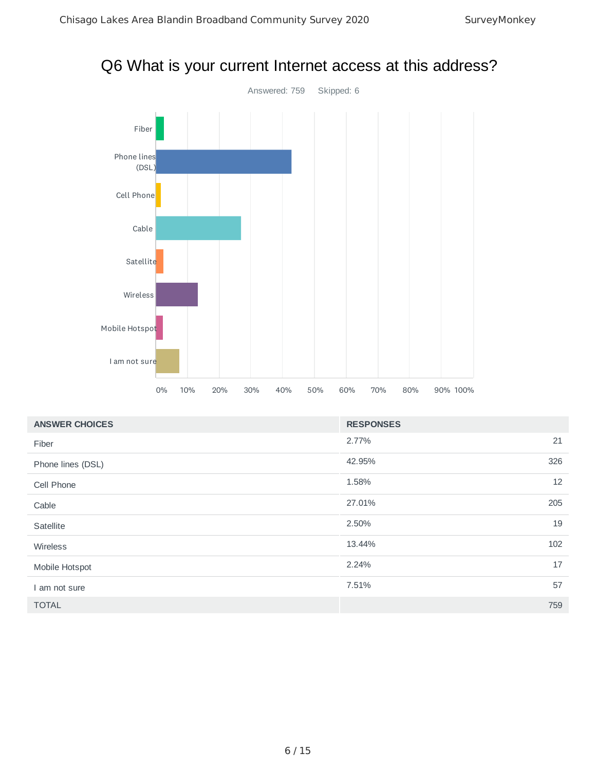# Q6 What is your current Internet access at this address?

Answered: 759    Skipped: 6

| ANSWER CHOICES | RESPONSES | |
|---|---|---|
| Fiber | 2.77% | 21 |
| Phone lines (DSL) | 42.95% | 326 |
| Cell Phone | 1.58% | 12 |
| Cable | 27.01% | 205 |
| Satellite | 2.50% | 19 |
| Wireless | 13.44% | 102 |
| Mobile Hotspot | 2.24% | 17 |
| I am not sure | 7.51% | 57 |
| TOTAL | | 759 |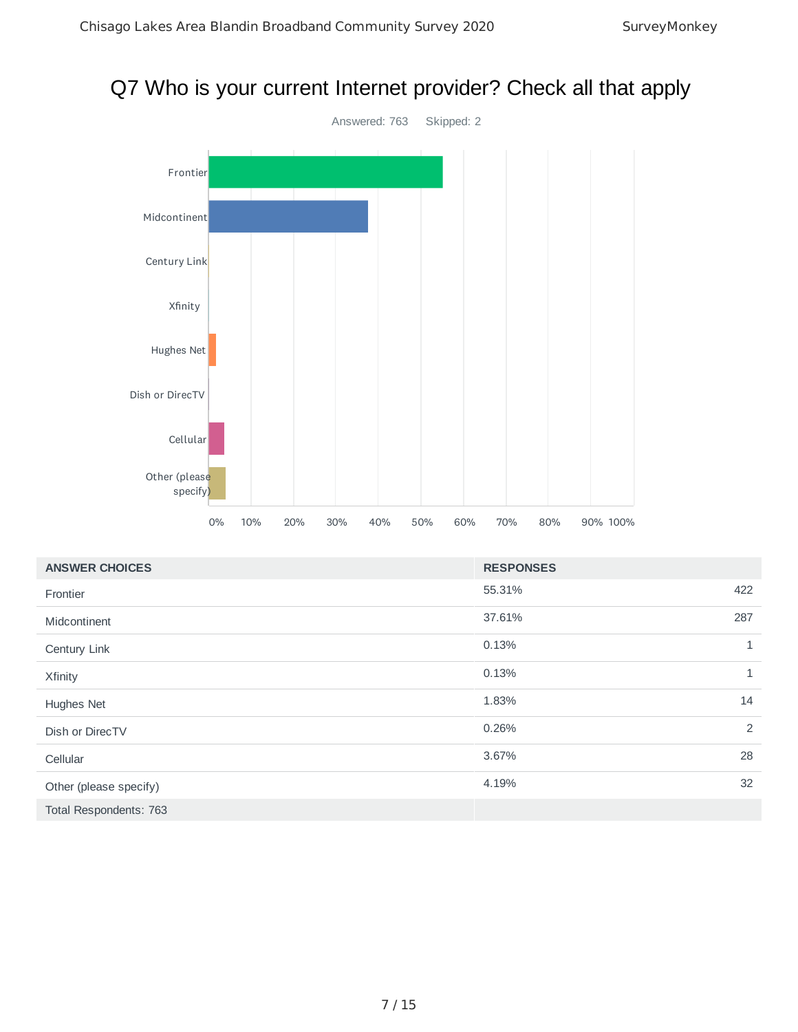# Q7 Who is your current Internet provider? Check all that apply

Answered: 763 Skipped: 2

| ANSWER CHOICES | RESPONSES | |
|---|---|---|
| Frontier | 55.31% | 422 |
| Midcontinent | 37.61% | 287 |
| Century Link | 0.13% | 1 |
| Xfinity | 0.13% | 1 |
| Hughes Net | 1.83% | 14 |
| Dish or DirecTV | 0.26% | 2 |
| Cellular | 3.67% | 28 |
| Other (please specify) | 4.19% | 32 |
| Total Respondents: 763 | | |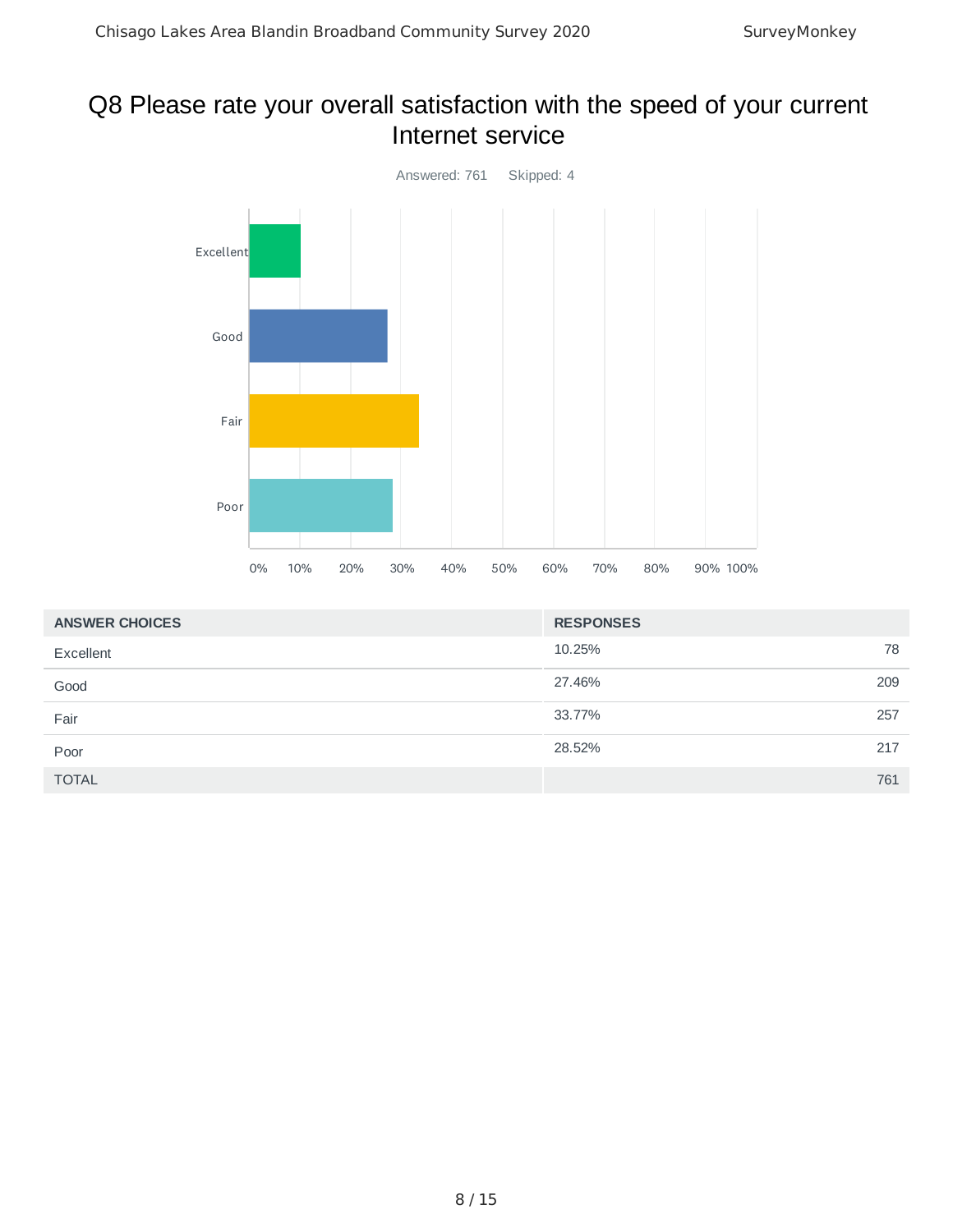## Q8 Please rate your overall satisfaction with the speed of your current Internet service

Answered: 761    Skipped: 4

| ANSWER CHOICES | RESPONSES | |
|---|---|---|
| Excellent | 10.25% | 78 |
| Good | 27.46% | 209 |
| Fair | 33.77% | 257 |
| Poor | 28.52% | 217 |
| TOTAL | | 761 |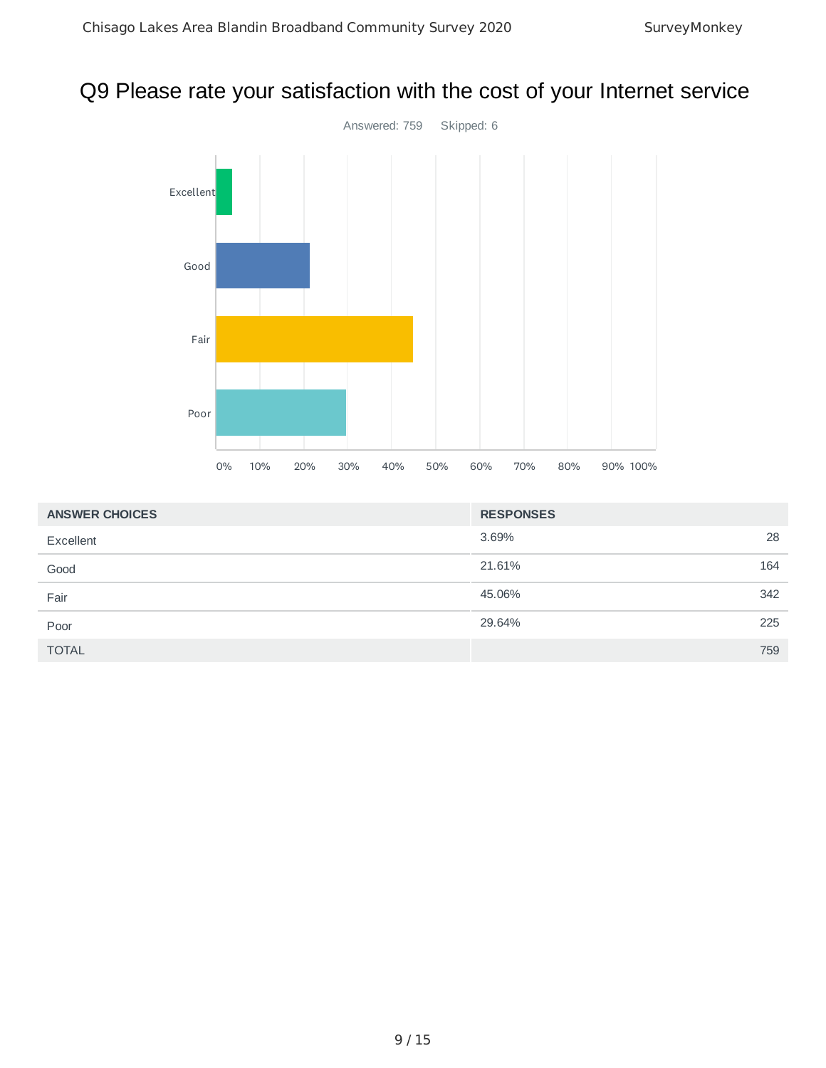# Q9 Please rate your satisfaction with the cost of your Internet service

Answered: 759 Skipped: 6

| ANSWER CHOICES | RESPONSES | |
|---|---|---|
| Excellent | 3.69% | 28 |
| Good | 21.61% | 164 |
| Fair | 45.06% | 342 |
| Poor | 29.64% | 225 |
| TOTAL | | 759 |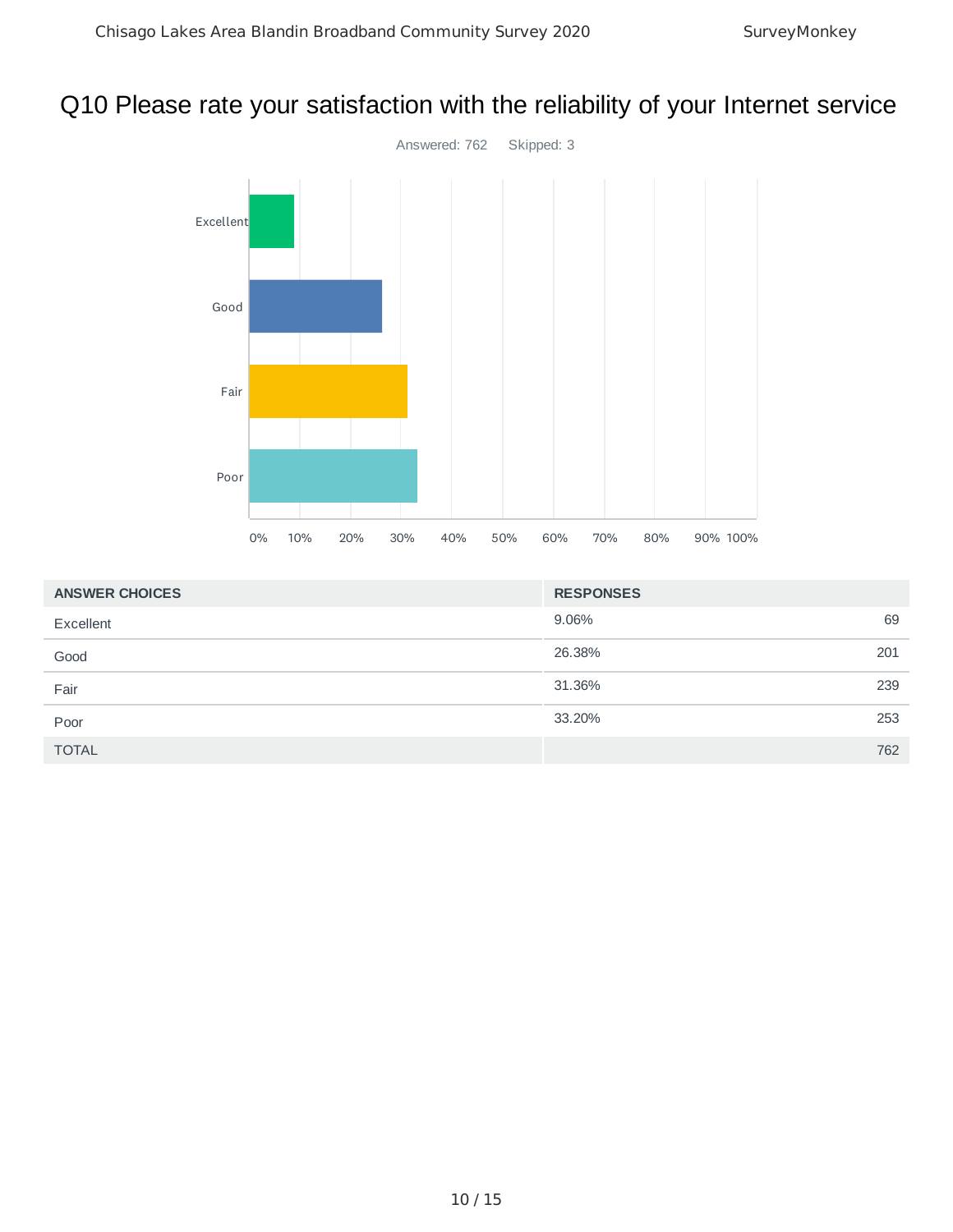# Q10 Please rate your satisfaction with the reliability of your Internet service

Answered: 762 Skipped: 3

| ANSWER CHOICES | RESPONSES | |
|---|---|---|
| Excellent | 9.06% | 69 |
| Good | 26.38% | 201 |
| Fair | 31.36% | 239 |
| Poor | 33.20% | 253 |
| TOTAL | | 762 |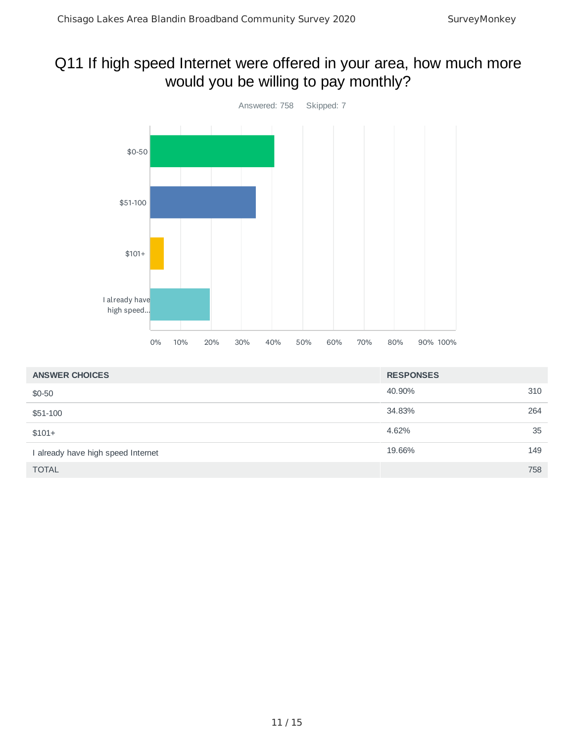# Q11 If high speed Internet were offered in your area, how much more would you be willing to pay monthly?

Answered: 758 Skipped: 7

| ANSWER CHOICES | RESPONSES | |
|---|---|---|
| $0-50 | 40.90% | 310 |
| $51-100 | 34.83% | 264 |
| $101+ | 4.62% | 35 |
| I already have high speed Internet | 19.66% | 149 |
| TOTAL | | 758 |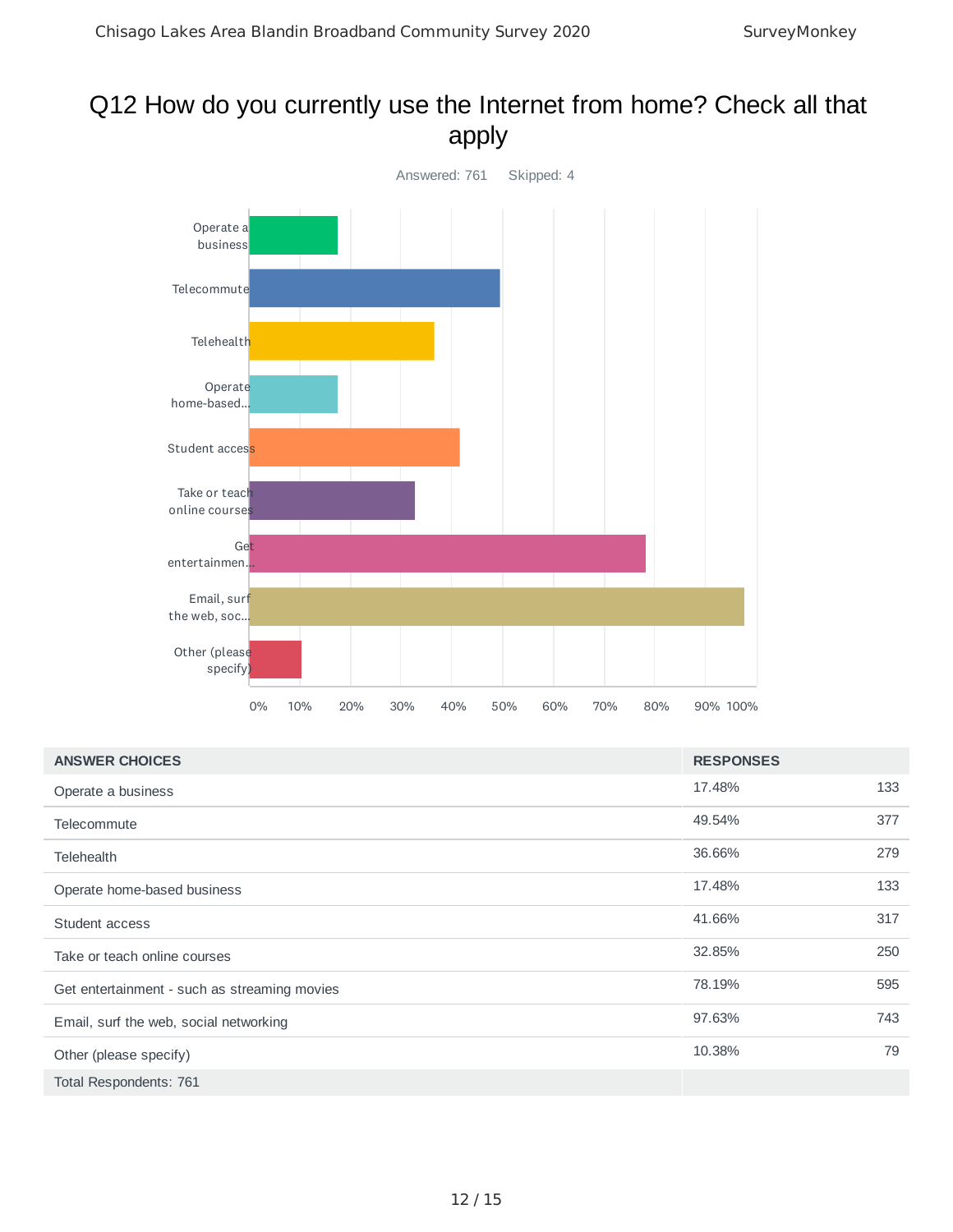# Q12 How do you currently use the Internet from home? Check all that apply

Answered: 761 Skipped: 4

| ANSWER CHOICES | RESPONSES | |
|---|---|---|
| Operate a business | 17.48% | 133 |
| Telecommute | 49.54% | 377 |
| Telehealth | 36.66% | 279 |
| Operate home-based business | 17.48% | 133 |
| Student access | 41.66% | 317 |
| Take or teach online courses | 32.85% | 250 |
| Get entertainment - such as streaming movies | 78.19% | 595 |
| Email, surf the web, social networking | 97.63% | 743 |
| Other (please specify) | 10.38% | 79 |
| Total Respondents: 761 | | |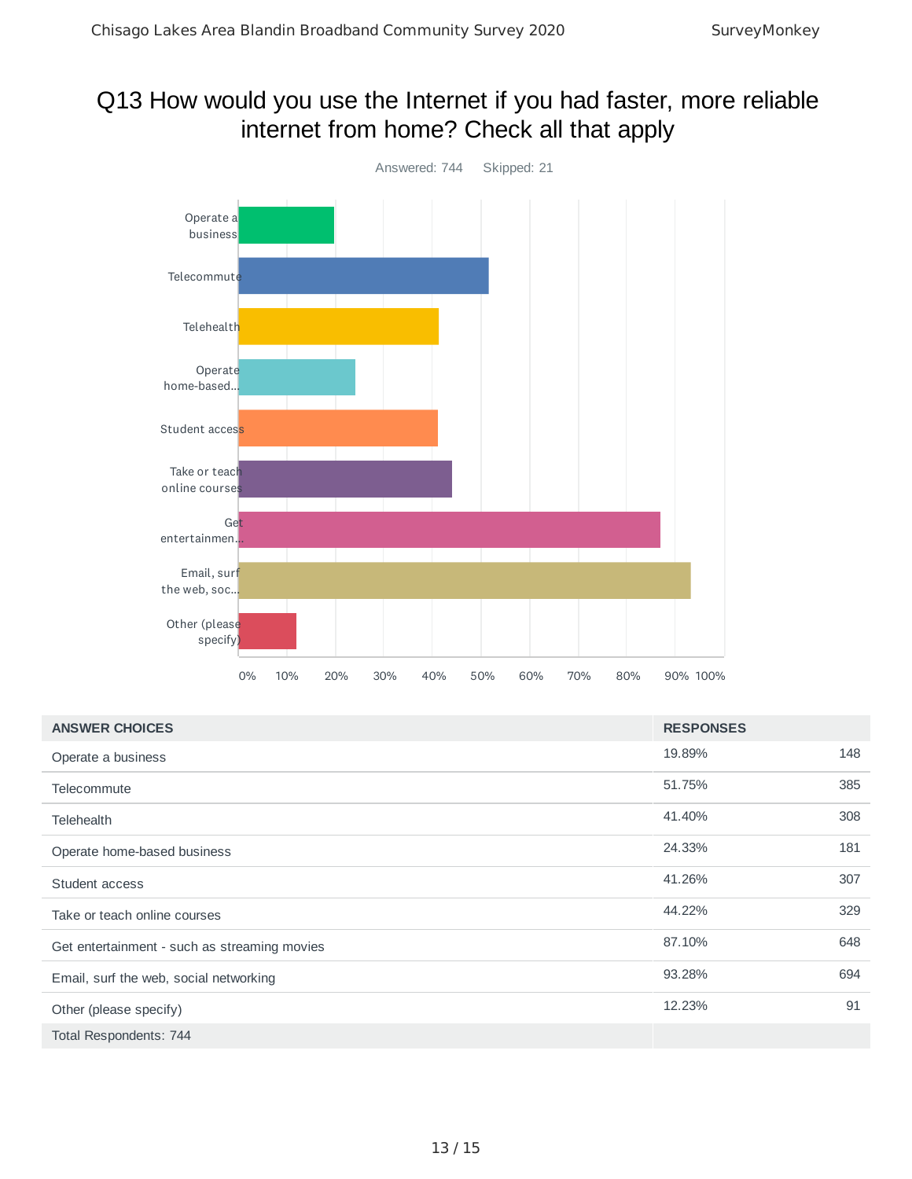# Q13 How would you use the Internet if you had faster, more reliable internet from home? Check all that apply

Answered: 744 Skipped: 21

| ANSWER CHOICES | RESPONSES | |
|---|---|---|
| Operate a business | 19.89% | 148 |
| Telecommute | 51.75% | 385 |
| Telehealth | 41.40% | 308 |
| Operate home-based business | 24.33% | 181 |
| Student access | 41.26% | 307 |
| Take or teach online courses | 44.22% | 329 |
| Get entertainment - such as streaming movies | 87.10% | 648 |
| Email, surf the web, social networking | 93.28% | 694 |
| Other (please specify) | 12.23% | 91 |
| Total Respondents: 744 | | |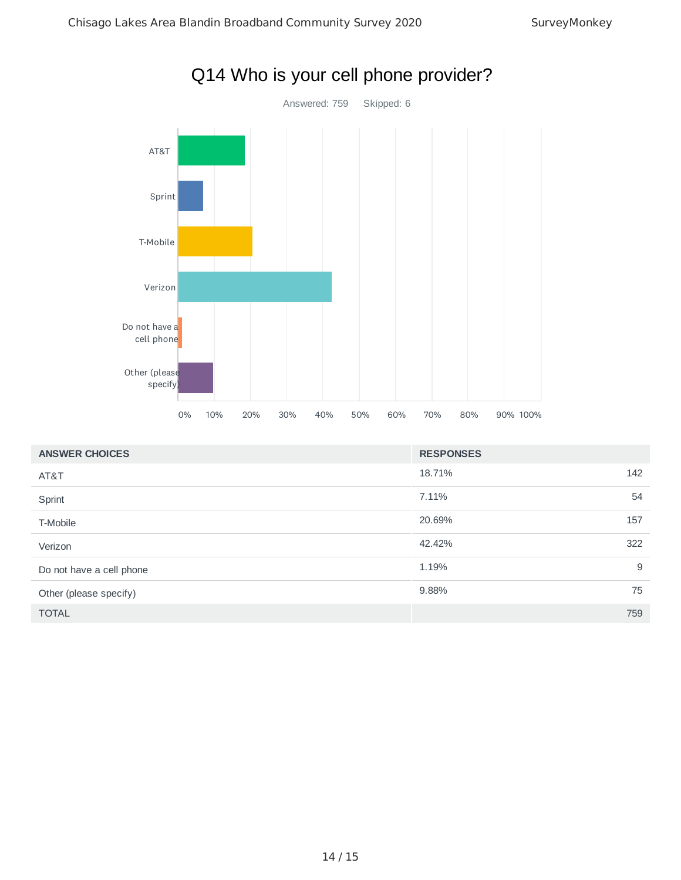# Q14 Who is your cell phone provider?

Answered: 759    Skipped: 6

| ANSWER CHOICES | RESPONSES | |
|---|---|---|
| AT&T | 18.71% | 142 |
| Sprint | 7.11% | 54 |
| T-Mobile | 20.69% | 157 |
| Verizon | 42.42% | 322 |
| Do not have a cell phone | 1.19% | 9 |
| Other (please specify) | 9.88% | 75 |
| TOTAL | | 759 |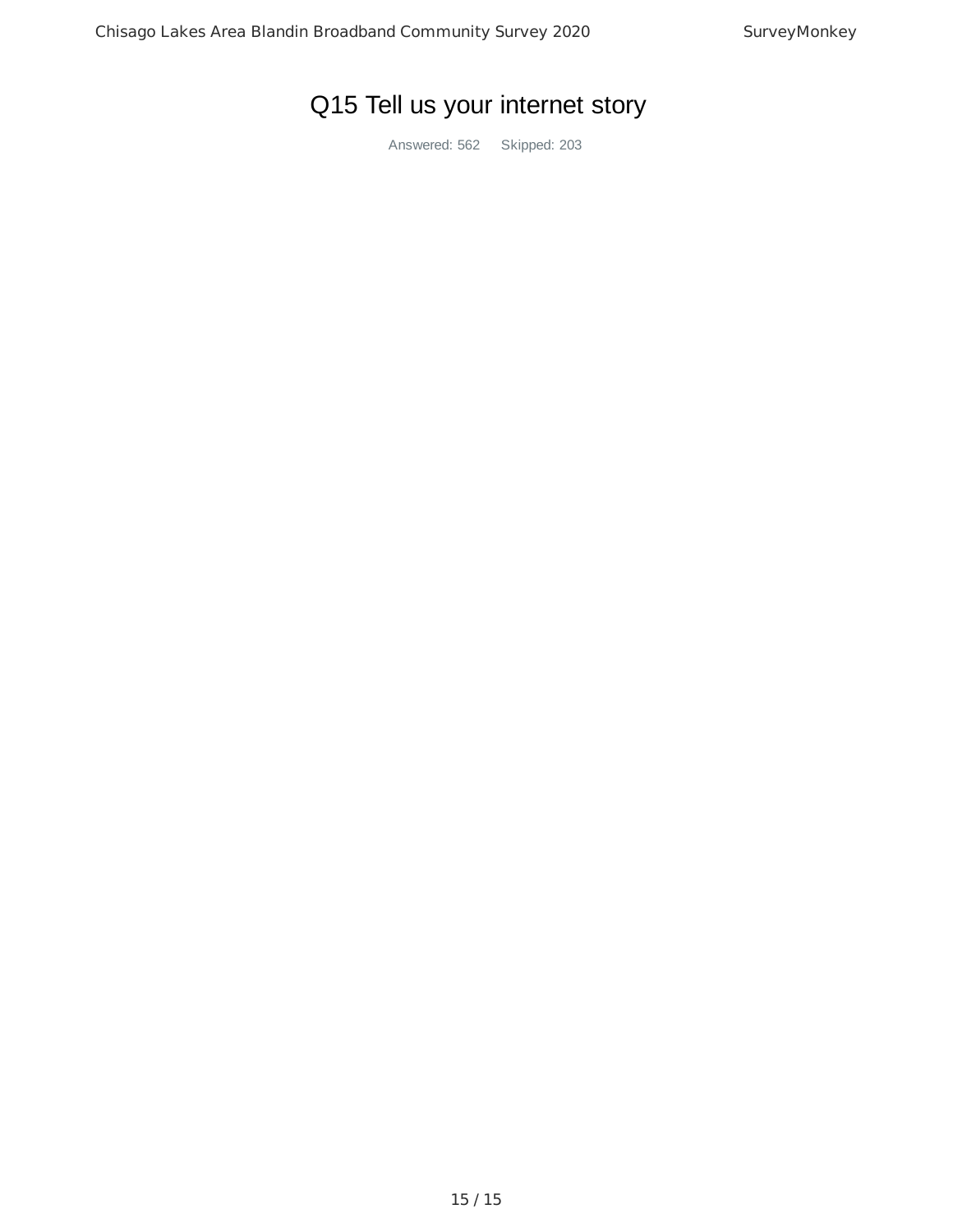# Q15 Tell us your internet story

Answered: 562 Skipped: 203